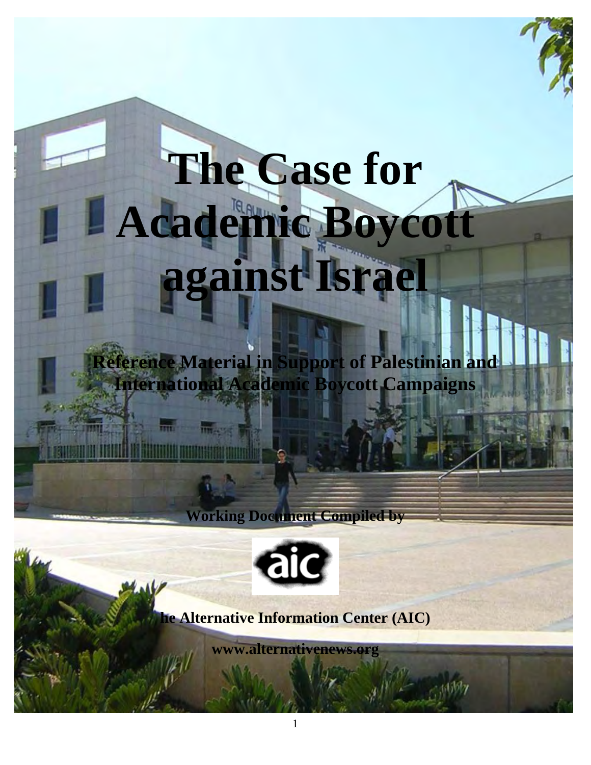# The Case for Academic Boycott against Israel

**Reference Material in Support of Palestinian and International Academic Boycott Campaigns**

**Working Document Compiled by**

**he Alternative Information Center (AIC)**

**www.alternativenews.org**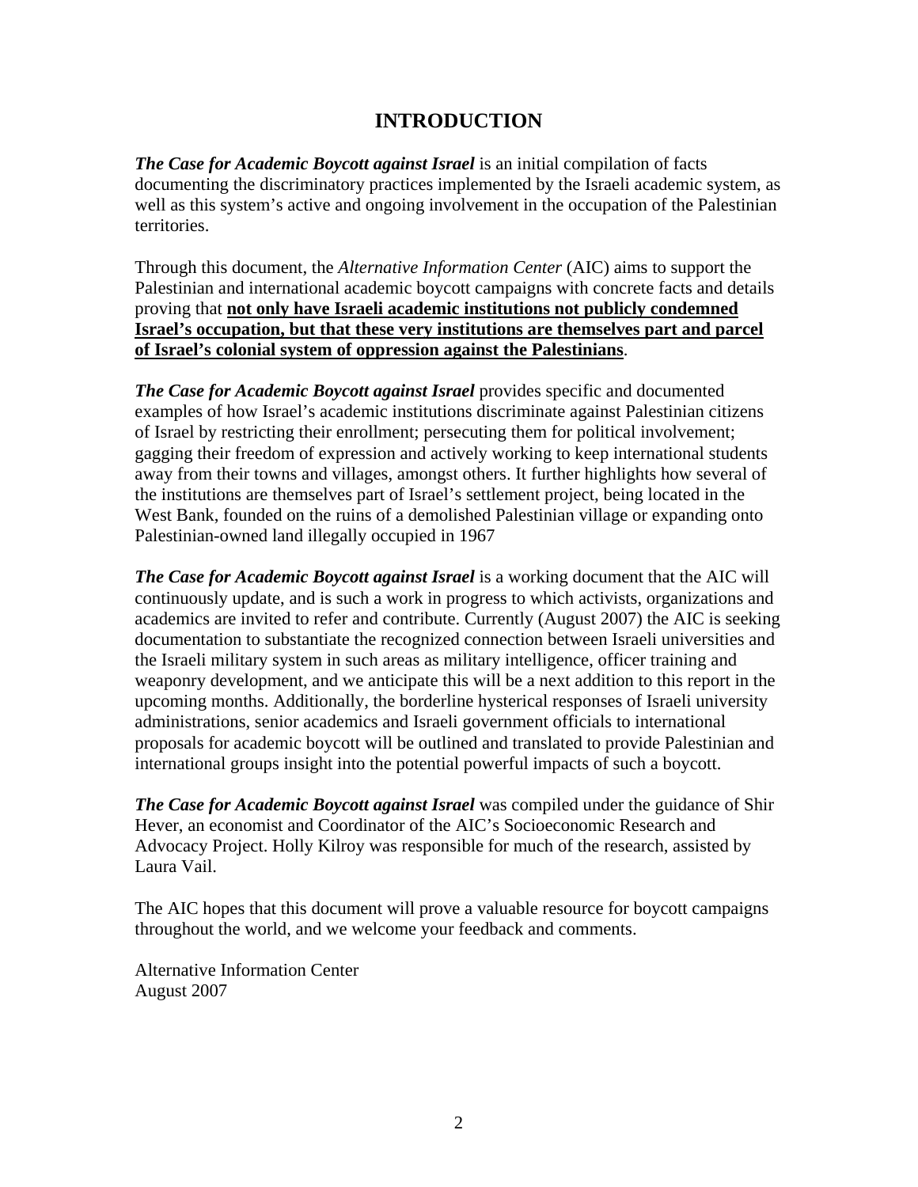# INTRODUCTION

***The Case for Academic Boycott against Israel*** is an initial compilation of facts documenting the discriminatory practices implemented by the Israeli academic system, as well as this system's active and ongoing involvement in the occupation of the Palestinian territories.

Through this document, the *Alternative Information Center* (AIC) aims to support the Palestinian and international academic boycott campaigns with concrete facts and details proving that **not only have Israeli academic institutions not publicly condemned Israel's occupation, but that these very institutions are themselves part and parcel of Israel's colonial system of oppression against the Palestinians**.

***The Case for Academic Boycott against Israel*** provides specific and documented examples of how Israel's academic institutions discriminate against Palestinian citizens of Israel by restricting their enrollment; persecuting them for political involvement; gagging their freedom of expression and actively working to keep international students away from their towns and villages, amongst others. It further highlights how several of the institutions are themselves part of Israel's settlement project, being located in the West Bank, founded on the ruins of a demolished Palestinian village or expanding onto Palestinian-owned land illegally occupied in 1967

***The Case for Academic Boycott against Israel*** is a working document that the AIC will continuously update, and is such a work in progress to which activists, organizations and academics are invited to refer and contribute. Currently (August 2007) the AIC is seeking documentation to substantiate the recognized connection between Israeli universities and the Israeli military system in such areas as military intelligence, officer training and weaponry development, and we anticipate this will be a next addition to this report in the upcoming months. Additionally, the borderline hysterical responses of Israeli university administrations, senior academics and Israeli government officials to international proposals for academic boycott will be outlined and translated to provide Palestinian and international groups insight into the potential powerful impacts of such a boycott.

***The Case for Academic Boycott against Israel*** was compiled under the guidance of Shir Hever, an economist and Coordinator of the AIC's Socioeconomic Research and Advocacy Project. Holly Kilroy was responsible for much of the research, assisted by Laura Vail.

The AIC hopes that this document will prove a valuable resource for boycott campaigns throughout the world, and we welcome your feedback and comments.

Alternative Information Center
August 2007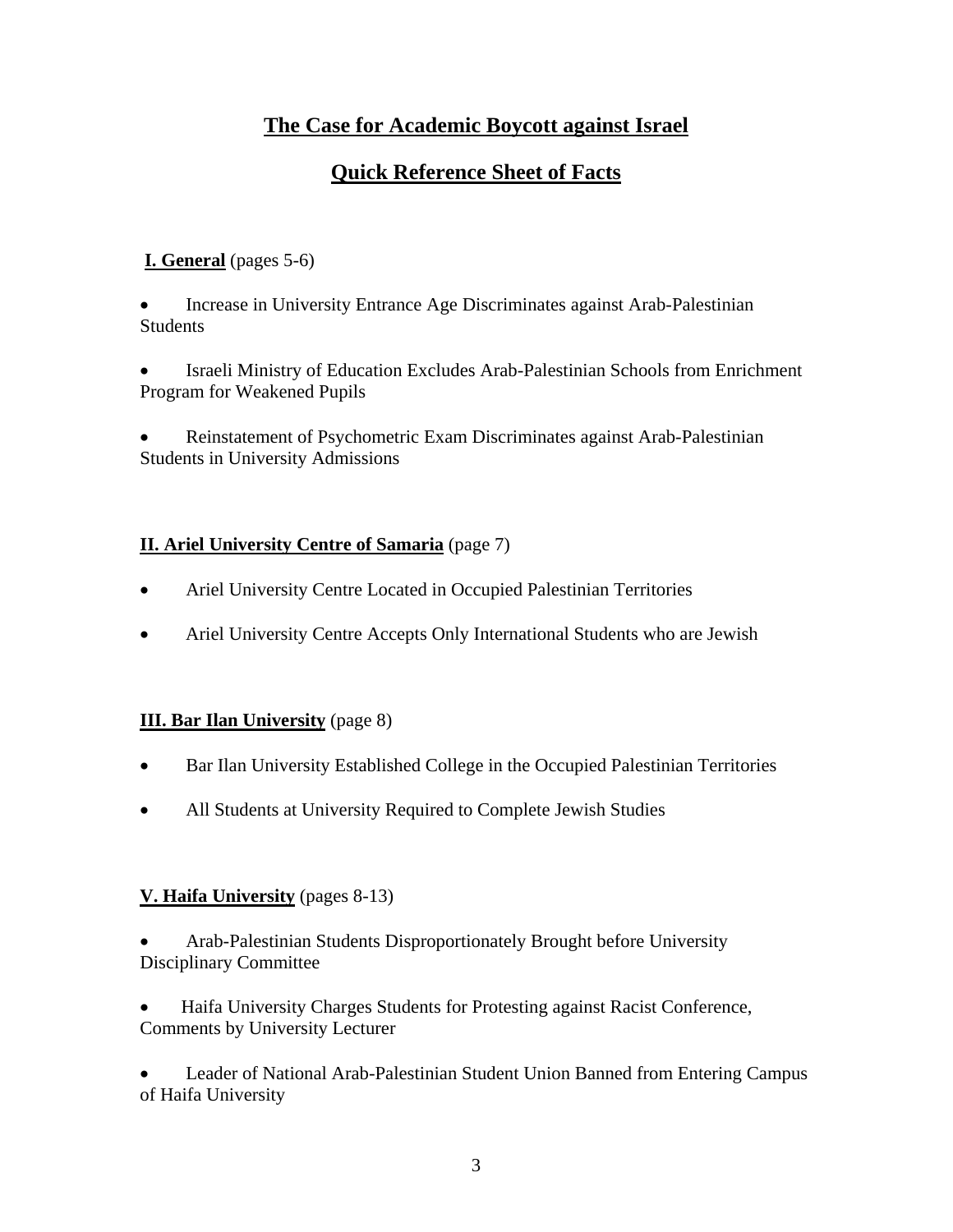# The Case for Academic Boycott against Israel

## Quick Reference Sheet of Facts

**I. General** (pages 5-6)

- Increase in University Entrance Age Discriminates against Arab-Palestinian Students
- Israeli Ministry of Education Excludes Arab-Palestinian Schools from Enrichment Program for Weakened Pupils
- Reinstatement of Psychometric Exam Discriminates against Arab-Palestinian Students in University Admissions

**II. Ariel University Centre of Samaria** (page 7)

- Ariel University Centre Located in Occupied Palestinian Territories
- Ariel University Centre Accepts Only International Students who are Jewish

**III. Bar Ilan University** (page 8)

- Bar Ilan University Established College in the Occupied Palestinian Territories
- All Students at University Required to Complete Jewish Studies

**V. Haifa University** (pages 8-13)

- Arab-Palestinian Students Disproportionately Brought before University Disciplinary Committee
- Haifa University Charges Students for Protesting against Racist Conference, Comments by University Lecturer
- Leader of National Arab-Palestinian Student Union Banned from Entering Campus of Haifa University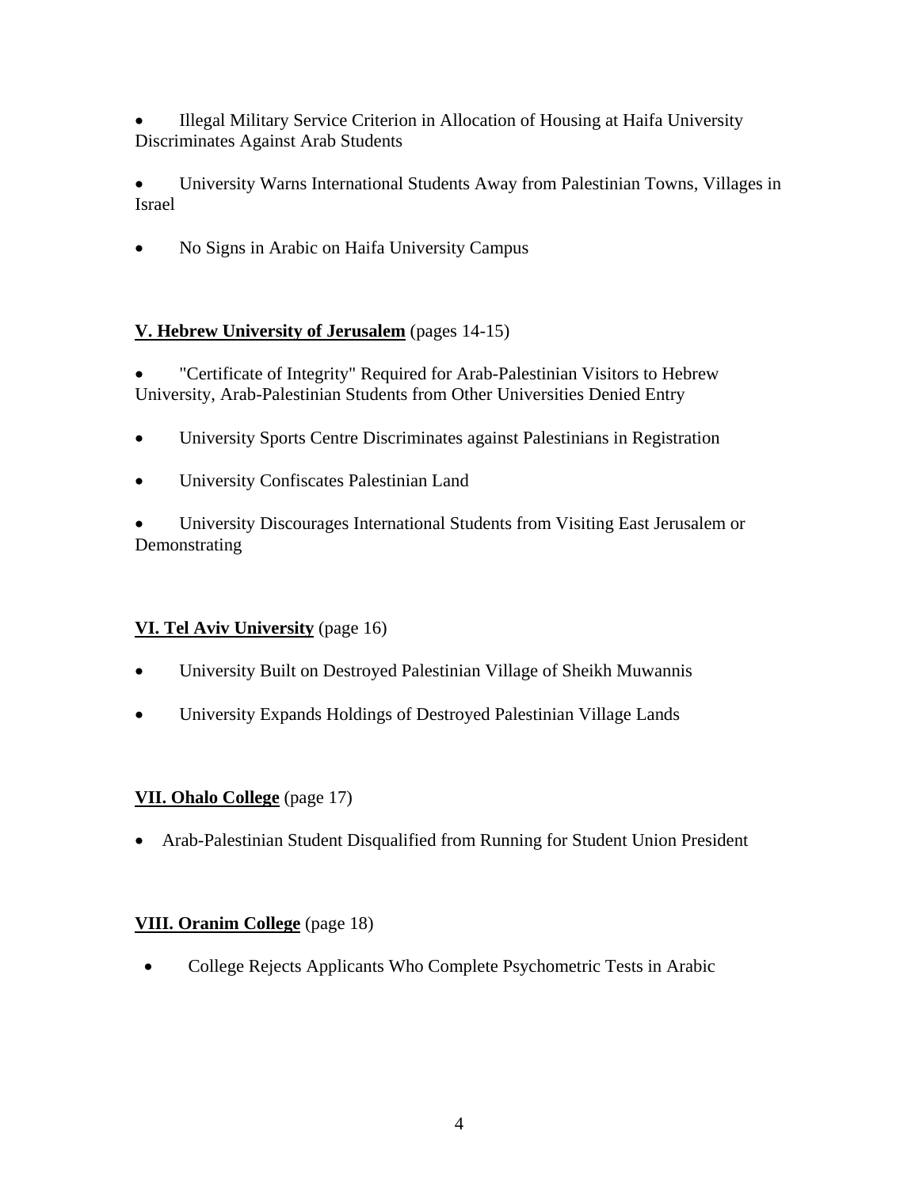- Illegal Military Service Criterion in Allocation of Housing at Haifa University Discriminates Against Arab Students

- University Warns International Students Away from Palestinian Towns, Villages in Israel

- No Signs in Arabic on Haifa University Campus

**<u>V. Hebrew University of Jerusalem</u>** (pages 14-15)

- "Certificate of Integrity" Required for Arab-Palestinian Visitors to Hebrew University, Arab-Palestinian Students from Other Universities Denied Entry

- University Sports Centre Discriminates against Palestinians in Registration

- University Confiscates Palestinian Land

- University Discourages International Students from Visiting East Jerusalem or Demonstrating

**<u>VI. Tel Aviv University</u>** (page 16)

- University Built on Destroyed Palestinian Village of Sheikh Muwannis

- University Expands Holdings of Destroyed Palestinian Village Lands

**<u>VII. Ohalo College</u>** (page 17)

- Arab-Palestinian Student Disqualified from Running for Student Union President

**<u>VIII. Oranim College</u>** (page 18)

- College Rejects Applicants Who Complete Psychometric Tests in Arabic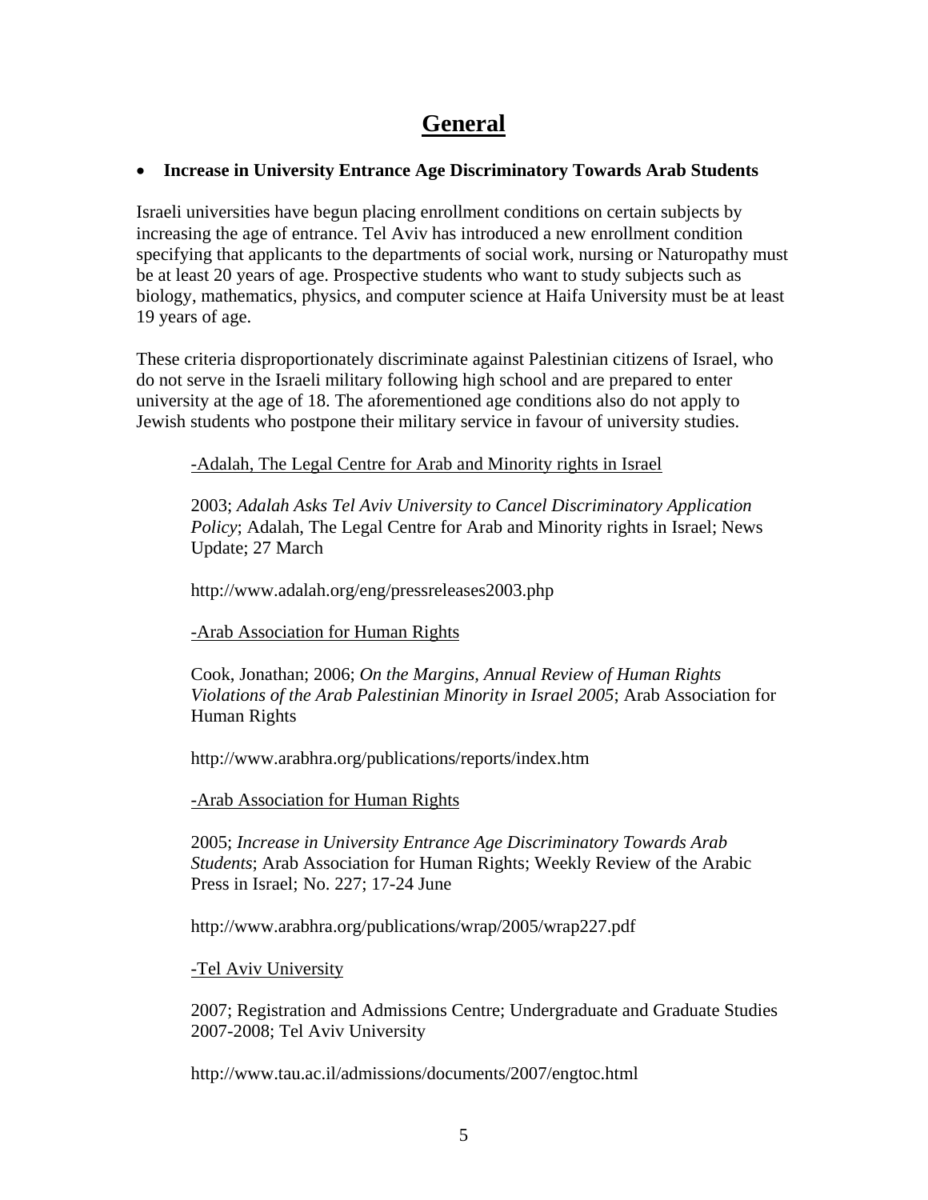# General

- **Increase in University Entrance Age Discriminatory Towards Arab Students**

Israeli universities have begun placing enrollment conditions on certain subjects by increasing the age of entrance. Tel Aviv has introduced a new enrollment condition specifying that applicants to the departments of social work, nursing or Naturopathy must be at least 20 years of age. Prospective students who want to study subjects such as biology, mathematics, physics, and computer science at Haifa University must be at least 19 years of age.

These criteria disproportionately discriminate against Palestinian citizens of Israel, who do not serve in the Israeli military following high school and are prepared to enter university at the age of 18. The aforementioned age conditions also do not apply to Jewish students who postpone their military service in favour of university studies.

> -Adalah, The Legal Centre for Arab and Minority rights in Israel
>
> 2003; *Adalah Asks Tel Aviv University to Cancel Discriminatory Application Policy*; Adalah, The Legal Centre for Arab and Minority rights in Israel; News Update; 27 March
>
> http://www.adalah.org/eng/pressreleases2003.php
>
> -Arab Association for Human Rights
>
> Cook, Jonathan; 2006; *On the Margins, Annual Review of Human Rights Violations of the Arab Palestinian Minority in Israel 2005*; Arab Association for Human Rights
>
> http://www.arabhra.org/publications/reports/index.htm
>
> -Arab Association for Human Rights
>
> 2005; *Increase in University Entrance Age Discriminatory Towards Arab Students*; Arab Association for Human Rights; Weekly Review of the Arabic Press in Israel; No. 227; 17-24 June
>
> http://www.arabhra.org/publications/wrap/2005/wrap227.pdf
>
> -Tel Aviv University
>
> 2007; Registration and Admissions Centre; Undergraduate and Graduate Studies 2007-2008; Tel Aviv University
>
> http://www.tau.ac.il/admissions/documents/2007/engtoc.html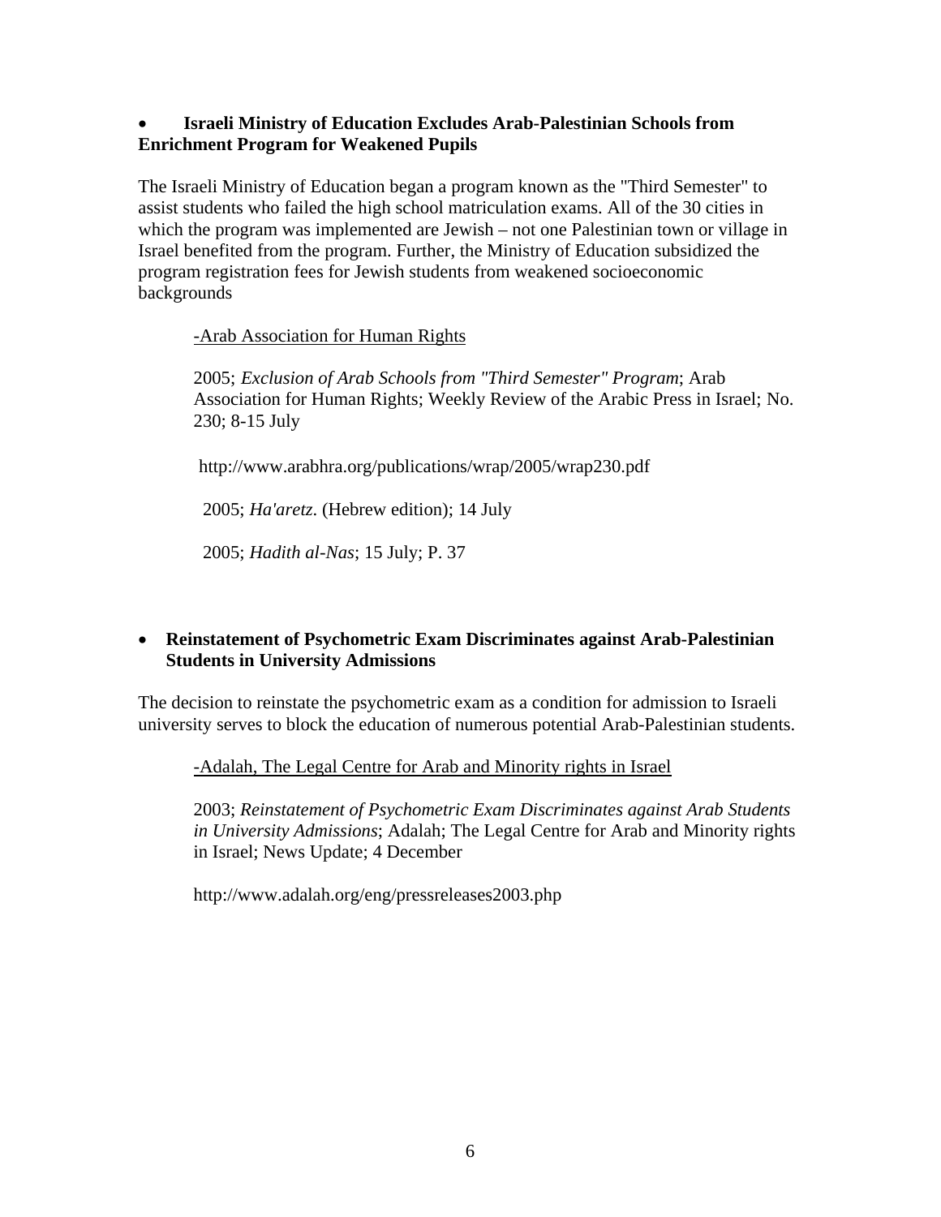- **Israeli Ministry of Education Excludes Arab-Palestinian Schools from Enrichment Program for Weakened Pupils**

The Israeli Ministry of Education began a program known as the "Third Semester" to assist students who failed the high school matriculation exams. All of the 30 cities in which the program was implemented are Jewish – not one Palestinian town or village in Israel benefited from the program. Further, the Ministry of Education subsidized the program registration fees for Jewish students from weakened socioeconomic backgrounds

> <u>-Arab Association for Human Rights</u>
>
> 2005; *Exclusion of Arab Schools from "Third Semester" Program*; Arab Association for Human Rights; Weekly Review of the Arabic Press in Israel; No. 230; 8-15 July
>
> http://www.arabhra.org/publications/wrap/2005/wrap230.pdf
>
> 2005; *Ha'aretz*. (Hebrew edition); 14 July
>
> 2005; *Hadith al-Nas*; 15 July; P. 37

- **Reinstatement of Psychometric Exam Discriminates against Arab-Palestinian Students in University Admissions**

The decision to reinstate the psychometric exam as a condition for admission to Israeli university serves to block the education of numerous potential Arab-Palestinian students.

> <u>-Adalah, The Legal Centre for Arab and Minority rights in Israel</u>
>
> 2003; *Reinstatement of Psychometric Exam Discriminates against Arab Students in University Admissions*; Adalah; The Legal Centre for Arab and Minority rights in Israel; News Update; 4 December
>
> http://www.adalah.org/eng/pressreleases2003.php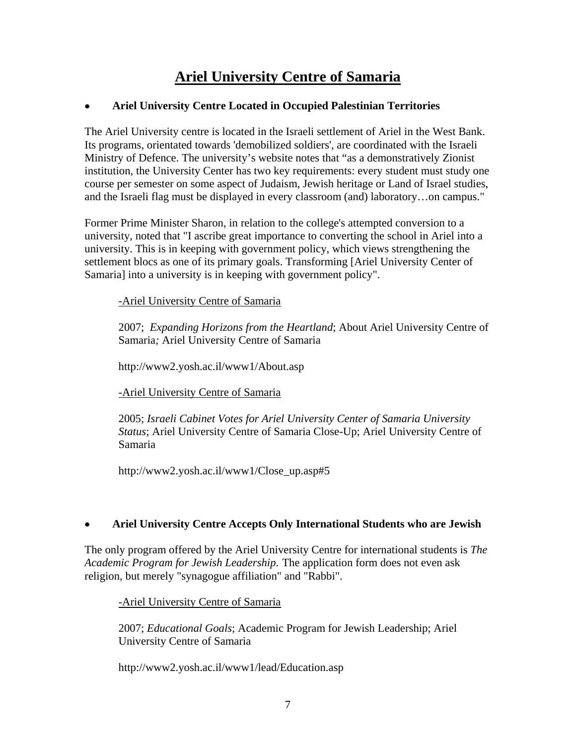# Ariel University Centre of Samaria

- **Ariel University Centre Located in Occupied Palestinian Territories**

The Ariel University centre is located in the Israeli settlement of Ariel in the West Bank. Its programs, orientated towards 'demobilized soldiers', are coordinated with the Israeli Ministry of Defence. The university's website notes that "as a demonstratively Zionist institution, the University Center has two key requirements: every student must study one course per semester on some aspect of Judaism, Jewish heritage or Land of Israel studies, and the Israeli flag must be displayed in every classroom (and) laboratory…on campus."

Former Prime Minister Sharon, in relation to the college's attempted conversion to a university, noted that "I ascribe great importance to converting the school in Ariel into a university. This is in keeping with government policy, which views strengthening the settlement blocs as one of its primary goals. Transforming [Ariel University Center of Samaria] into a university is in keeping with government policy".

> -Ariel University Centre of Samaria
>
> 2007; *Expanding Horizons from the Heartland*; About Ariel University Centre of Samaria*;* Ariel University Centre of Samaria
>
> http://www2.yosh.ac.il/www1/About.asp
>
> -Ariel University Centre of Samaria
>
> 2005; *Israeli Cabinet Votes for Ariel University Center of Samaria University Status*; Ariel University Centre of Samaria Close-Up; Ariel University Centre of Samaria
>
> http://www2.yosh.ac.il/www1/Close_up.asp#5

- **Ariel University Centre Accepts Only International Students who are Jewish**

The only program offered by the Ariel University Centre for international students is *The Academic Program for Jewish Leadership.* The application form does not even ask religion, but merely "synagogue affiliation" and "Rabbi".

> -Ariel University Centre of Samaria
>
> 2007; *Educational Goals*; Academic Program for Jewish Leadership; Ariel University Centre of Samaria
>
> http://www2.yosh.ac.il/www1/lead/Education.asp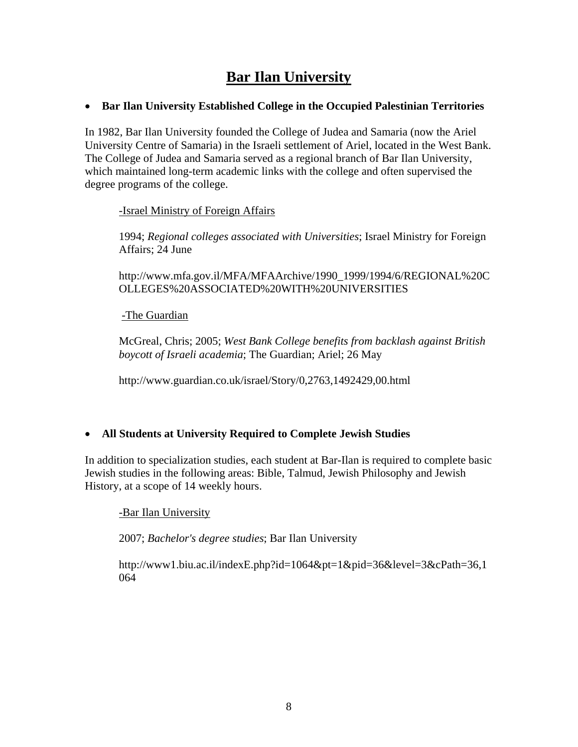# Bar Ilan University

- **Bar Ilan University Established College in the Occupied Palestinian Territories**

In 1982, Bar Ilan University founded the College of Judea and Samaria (now the Ariel University Centre of Samaria) in the Israeli settlement of Ariel, located in the West Bank. The College of Judea and Samaria served as a regional branch of Bar Ilan University, which maintained long-term academic links with the college and often supervised the degree programs of the college.

> -Israel Ministry of Foreign Affairs
>
> 1994; *Regional colleges associated with Universities*; Israel Ministry for Foreign Affairs; 24 June
>
> http://www.mfa.gov.il/MFA/MFAArchive/1990_1999/1994/6/REGIONAL%20COLLEGES%20ASSOCIATED%20WITH%20UNIVERSITIES
>
> -The Guardian
>
> McGreal, Chris; 2005; *West Bank College benefits from backlash against British boycott of Israeli academia*; The Guardian; Ariel; 26 May
>
> http://www.guardian.co.uk/israel/Story/0,2763,1492429,00.html

- **All Students at University Required to Complete Jewish Studies**

In addition to specialization studies, each student at Bar-Ilan is required to complete basic Jewish studies in the following areas: Bible, Talmud, Jewish Philosophy and Jewish History, at a scope of 14 weekly hours.

> -Bar Ilan University
>
> 2007; *Bachelor's degree studies*; Bar Ilan University
>
> http://www1.biu.ac.il/indexE.php?id=1064&pt=1&pid=36&level=3&cPath=36,1064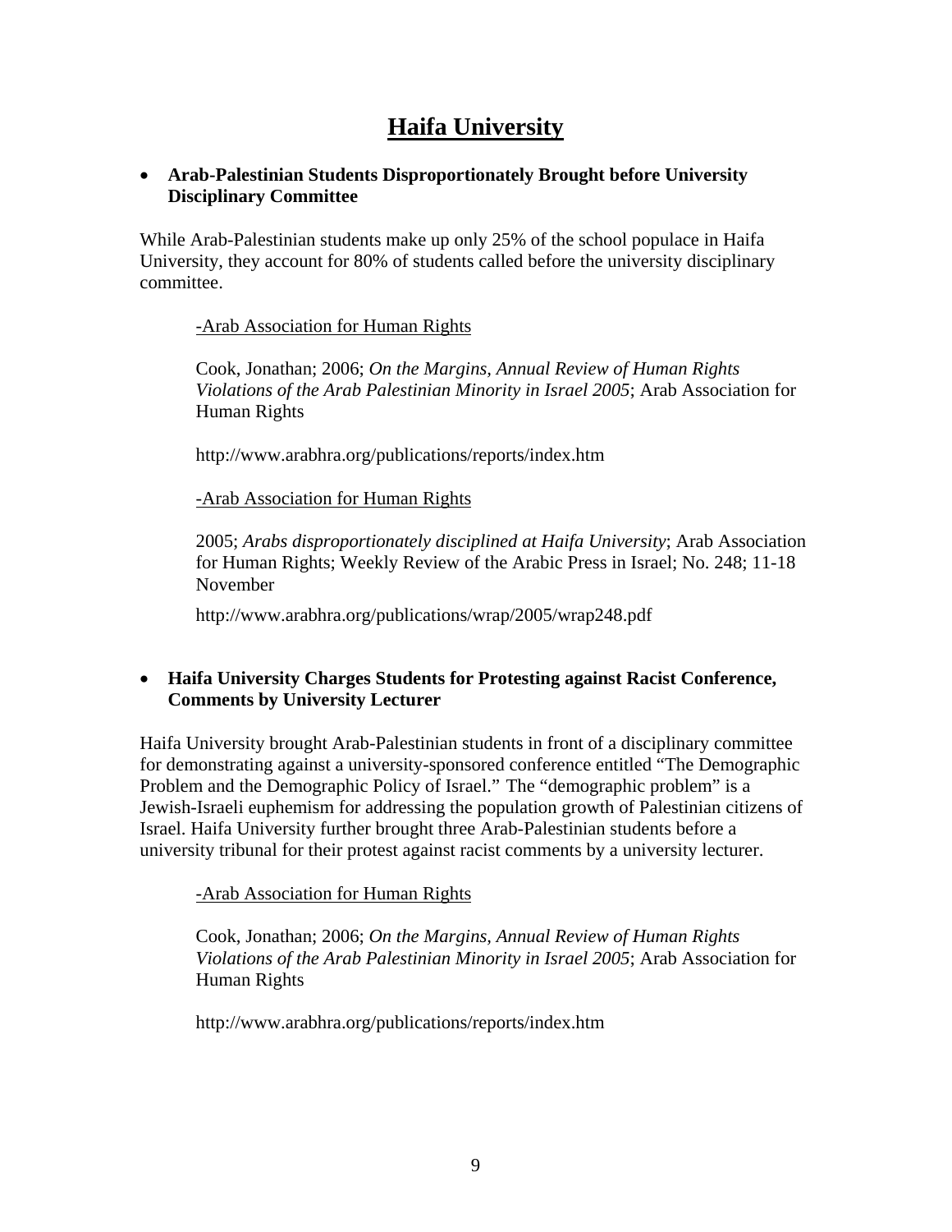# Haifa University

- **Arab-Palestinian Students Disproportionately Brought before University Disciplinary Committee**

While Arab-Palestinian students make up only 25% of the school populace in Haifa University, they account for 80% of students called before the university disciplinary committee.

> -Arab Association for Human Rights
>
> Cook, Jonathan; 2006; *On the Margins, Annual Review of Human Rights Violations of the Arab Palestinian Minority in Israel 2005*; Arab Association for Human Rights
>
> http://www.arabhra.org/publications/reports/index.htm
>
> -Arab Association for Human Rights
>
> 2005; *Arabs disproportionately disciplined at Haifa University*; Arab Association for Human Rights; Weekly Review of the Arabic Press in Israel; No. 248; 11-18 November
>
> http://www.arabhra.org/publications/wrap/2005/wrap248.pdf

- **Haifa University Charges Students for Protesting against Racist Conference, Comments by University Lecturer**

Haifa University brought Arab-Palestinian students in front of a disciplinary committee for demonstrating against a university-sponsored conference entitled "The Demographic Problem and the Demographic Policy of Israel." The "demographic problem" is a Jewish-Israeli euphemism for addressing the population growth of Palestinian citizens of Israel. Haifa University further brought three Arab-Palestinian students before a university tribunal for their protest against racist comments by a university lecturer.

> -Arab Association for Human Rights
>
> Cook, Jonathan; 2006; *On the Margins, Annual Review of Human Rights Violations of the Arab Palestinian Minority in Israel 2005*; Arab Association for Human Rights
>
> http://www.arabhra.org/publications/reports/index.htm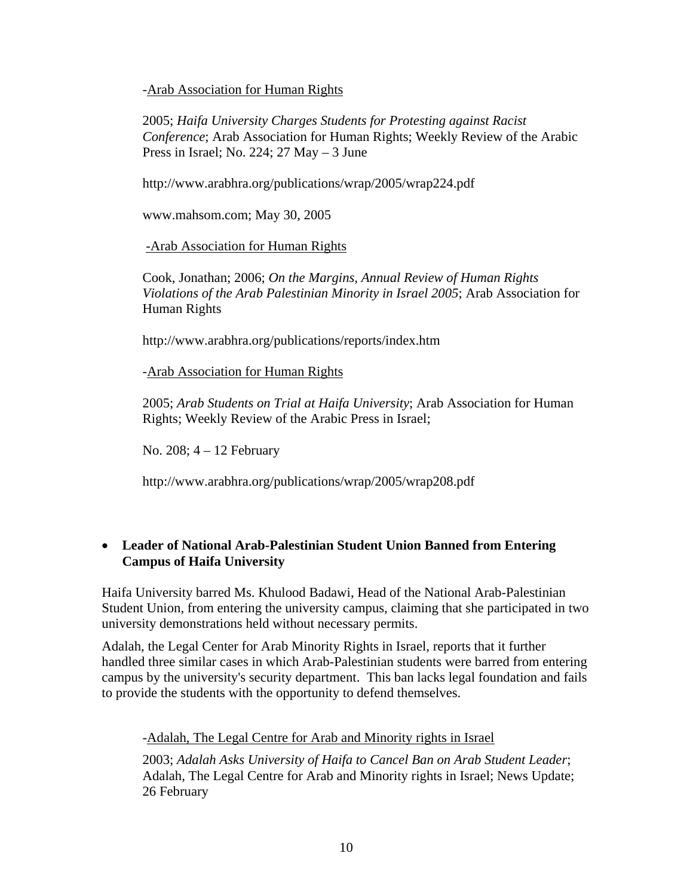-<u>Arab Association for Human Rights</u>

2005; *Haifa University Charges Students for Protesting against Racist Conference*; Arab Association for Human Rights; Weekly Review of the Arabic Press in Israel; No. 224; 27 May – 3 June

http://www.arabhra.org/publications/wrap/2005/wrap224.pdf

www.mahsom.com; May 30, 2005

-<u>Arab Association for Human Rights</u>

Cook, Jonathan; 2006; *On the Margins, Annual Review of Human Rights Violations of the Arab Palestinian Minority in Israel 2005*; Arab Association for Human Rights

http://www.arabhra.org/publications/reports/index.htm

-<u>Arab Association for Human Rights</u>

2005; *Arab Students on Trial at Haifa University*; Arab Association for Human Rights; Weekly Review of the Arabic Press in Israel;

No. 208; 4 – 12 February

http://www.arabhra.org/publications/wrap/2005/wrap208.pdf

- **Leader of National Arab-Palestinian Student Union Banned from Entering Campus of Haifa University**

Haifa University barred Ms. Khulood Badawi, Head of the National Arab-Palestinian Student Union, from entering the university campus, claiming that she participated in two university demonstrations held without necessary permits.

Adalah, the Legal Center for Arab Minority Rights in Israel, reports that it further handled three similar cases in which Arab-Palestinian students were barred from entering campus by the university's security department. This ban lacks legal foundation and fails to provide the students with the opportunity to defend themselves.

-<u>Adalah, The Legal Centre for Arab and Minority rights in Israel</u>

2003; *Adalah Asks University of Haifa to Cancel Ban on Arab Student Leader*; Adalah, The Legal Centre for Arab and Minority rights in Israel; News Update; 26 February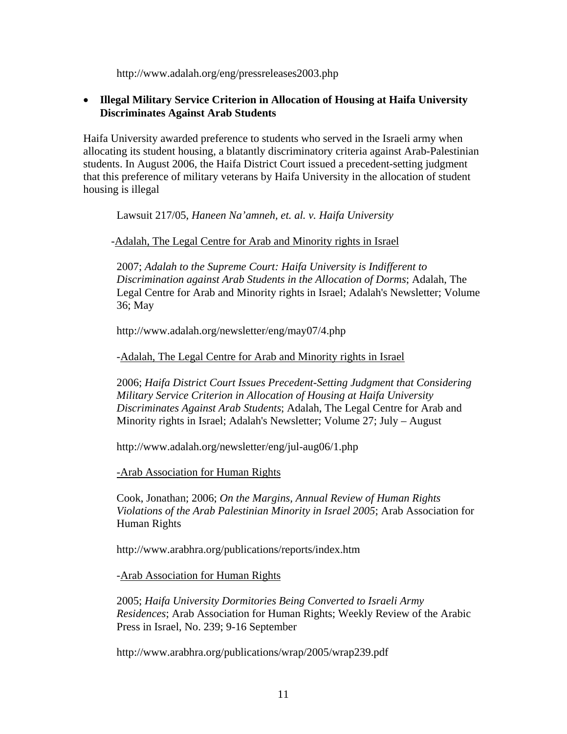http://www.adalah.org/eng/pressreleases2003.php

- **Illegal Military Service Criterion in Allocation of Housing at Haifa University Discriminates Against Arab Students**

Haifa University awarded preference to students who served in the Israeli army when allocating its student housing, a blatantly discriminatory criteria against Arab-Palestinian students. In August 2006, the Haifa District Court issued a precedent-setting judgment that this preference of military veterans by Haifa University in the allocation of student housing is illegal

Lawsuit 217/05, *Haneen Na'amneh, et. al. v. Haifa University*

-Adalah, The Legal Centre for Arab and Minority rights in Israel

2007; *Adalah to the Supreme Court: Haifa University is Indifferent to Discrimination against Arab Students in the Allocation of Dorms*; Adalah, The Legal Centre for Arab and Minority rights in Israel; Adalah's Newsletter; Volume 36; May

http://www.adalah.org/newsletter/eng/may07/4.php

-Adalah, The Legal Centre for Arab and Minority rights in Israel

2006; *Haifa District Court Issues Precedent-Setting Judgment that Considering Military Service Criterion in Allocation of Housing at Haifa University Discriminates Against Arab Students*; Adalah, The Legal Centre for Arab and Minority rights in Israel; Adalah's Newsletter; Volume 27; July – August

http://www.adalah.org/newsletter/eng/jul-aug06/1.php

-Arab Association for Human Rights

Cook, Jonathan; 2006; *On the Margins, Annual Review of Human Rights Violations of the Arab Palestinian Minority in Israel 2005*; Arab Association for Human Rights

http://www.arabhra.org/publications/reports/index.htm

-Arab Association for Human Rights

2005; *Haifa University Dormitories Being Converted to Israeli Army Residences*; Arab Association for Human Rights; Weekly Review of the Arabic Press in Israel, No. 239; 9-16 September

http://www.arabhra.org/publications/wrap/2005/wrap239.pdf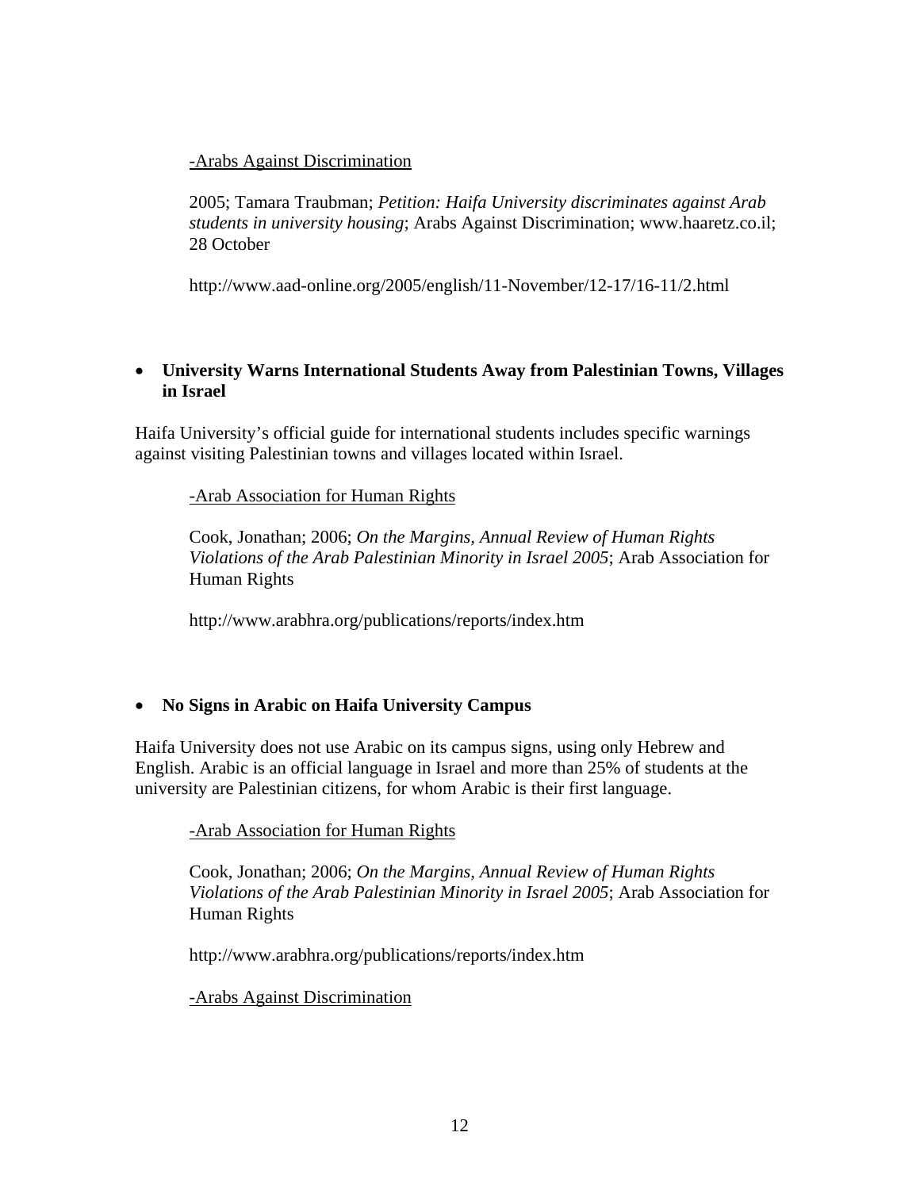<u>-Arabs Against Discrimination</u>

2005; Tamara Traubman; *Petition: Haifa University discriminates against Arab students in university housing*; Arabs Against Discrimination; www.haaretz.co.il; 28 October

http://www.aad-online.org/2005/english/11-November/12-17/16-11/2.html

- **University Warns International Students Away from Palestinian Towns, Villages in Israel**

Haifa University's official guide for international students includes specific warnings against visiting Palestinian towns and villages located within Israel.

<u>-Arab Association for Human Rights</u>

Cook, Jonathan; 2006; *On the Margins, Annual Review of Human Rights Violations of the Arab Palestinian Minority in Israel 2005*; Arab Association for Human Rights

http://www.arabhra.org/publications/reports/index.htm

- **No Signs in Arabic on Haifa University Campus**

Haifa University does not use Arabic on its campus signs, using only Hebrew and English. Arabic is an official language in Israel and more than 25% of students at the university are Palestinian citizens, for whom Arabic is their first language.

<u>-Arab Association for Human Rights</u>

Cook, Jonathan; 2006; *On the Margins, Annual Review of Human Rights Violations of the Arab Palestinian Minority in Israel 2005*; Arab Association for Human Rights

http://www.arabhra.org/publications/reports/index.htm

<u>-Arabs Against Discrimination</u>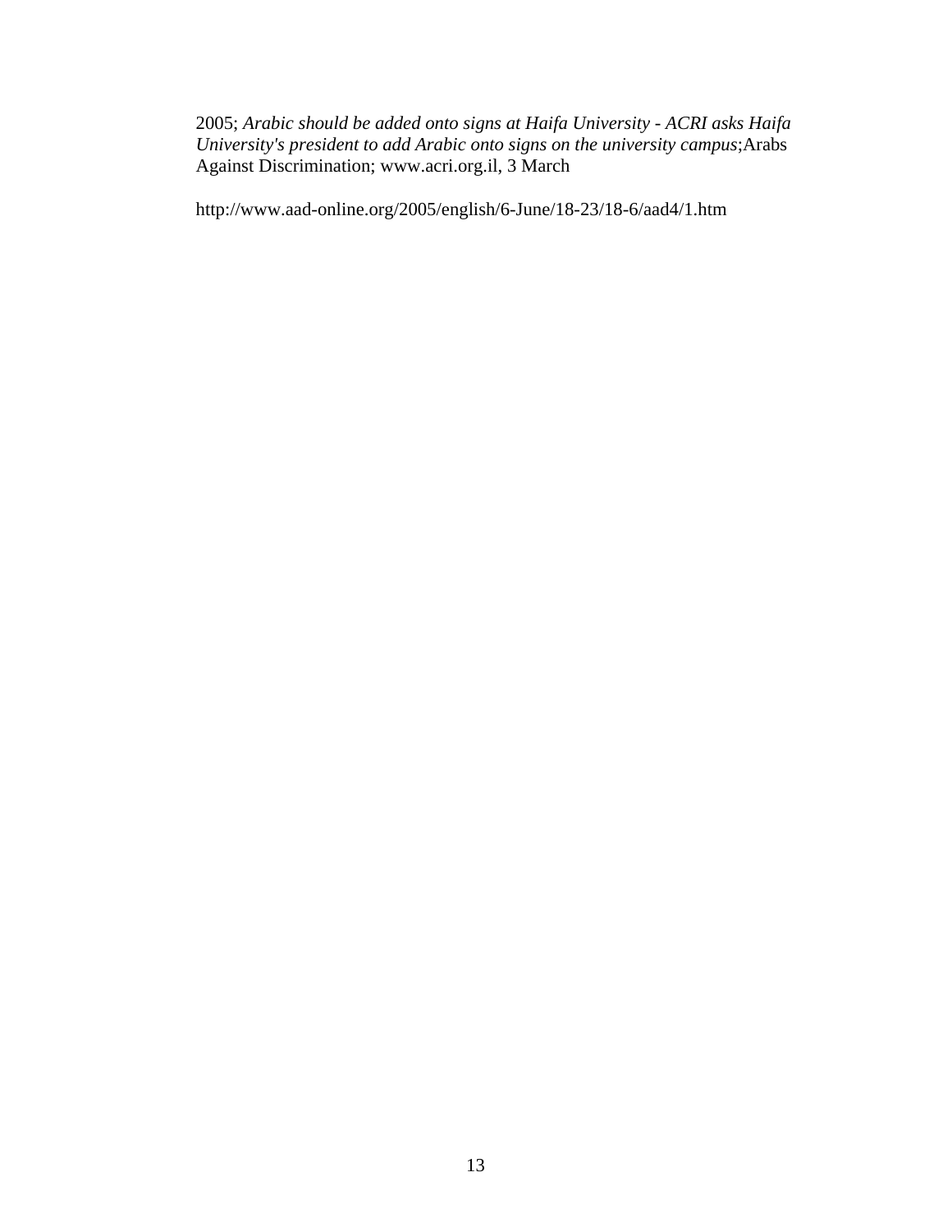2005; *Arabic should be added onto signs at Haifa University - ACRI asks Haifa University's president to add Arabic onto signs on the university campus*;Arabs Against Discrimination; www.acri.org.il, 3 March

http://www.aad-online.org/2005/english/6-June/18-23/18-6/aad4/1.htm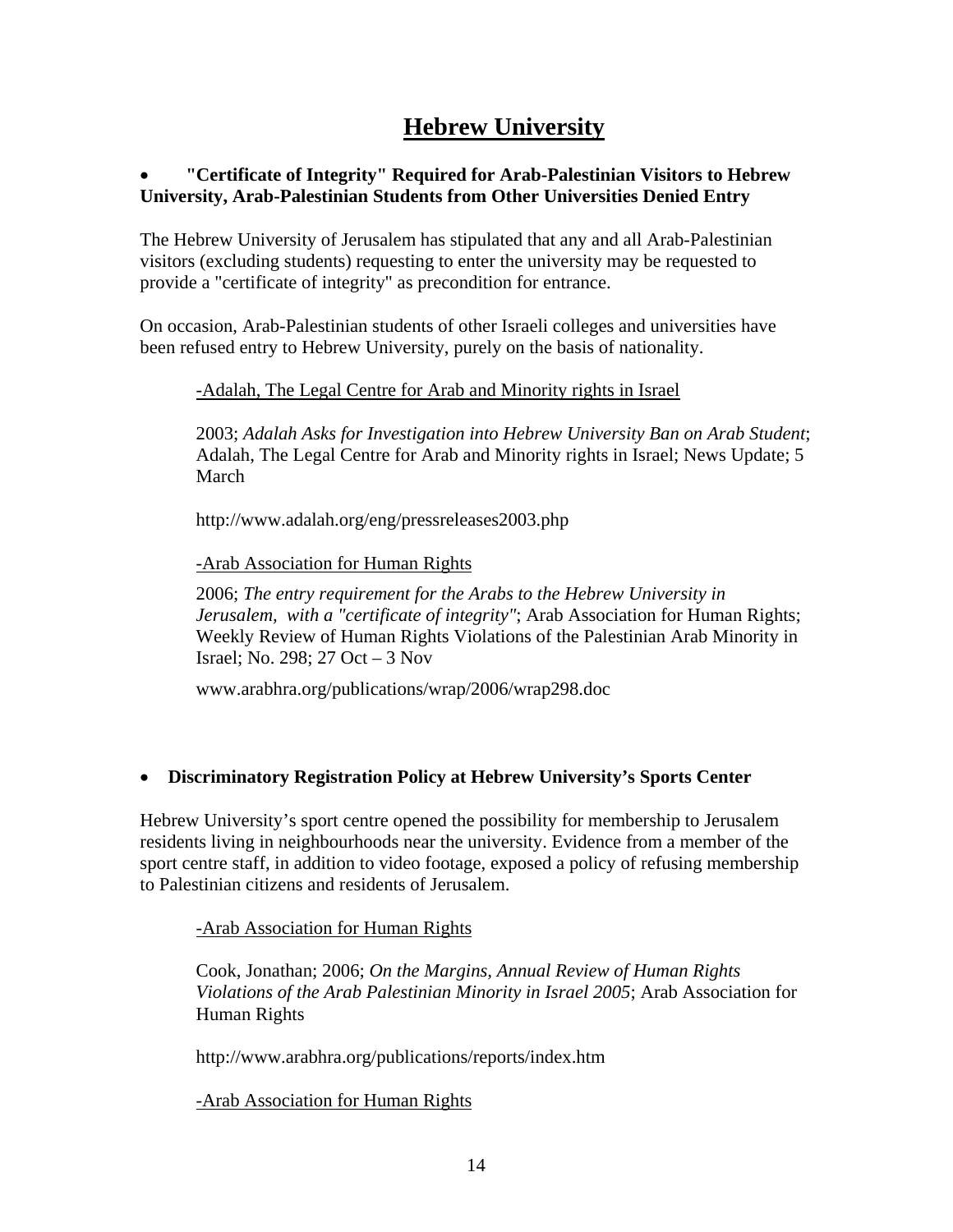## Hebrew University

- **"Certificate of Integrity" Required for Arab-Palestinian Visitors to Hebrew University, Arab-Palestinian Students from Other Universities Denied Entry**

The Hebrew University of Jerusalem has stipulated that any and all Arab-Palestinian visitors (excluding students) requesting to enter the university may be requested to provide a "certificate of integrity" as precondition for entrance.

On occasion, Arab-Palestinian students of other Israeli colleges and universities have been refused entry to Hebrew University, purely on the basis of nationality.

> -Adalah, The Legal Centre for Arab and Minority rights in Israel
>
> 2003; *Adalah Asks for Investigation into Hebrew University Ban on Arab Student*; Adalah, The Legal Centre for Arab and Minority rights in Israel; News Update; 5 March
>
> http://www.adalah.org/eng/pressreleases2003.php
>
> -Arab Association for Human Rights
>
> 2006; *The entry requirement for the Arabs to the Hebrew University in Jerusalem, with a "certificate of integrity"*; Arab Association for Human Rights; Weekly Review of Human Rights Violations of the Palestinian Arab Minority in Israel; No. 298; 27 Oct – 3 Nov
>
> www.arabhra.org/publications/wrap/2006/wrap298.doc

- **Discriminatory Registration Policy at Hebrew University's Sports Center**

Hebrew University's sport centre opened the possibility for membership to Jerusalem residents living in neighbourhoods near the university. Evidence from a member of the sport centre staff, in addition to video footage, exposed a policy of refusing membership to Palestinian citizens and residents of Jerusalem.

> -Arab Association for Human Rights
>
> Cook, Jonathan; 2006; *On the Margins, Annual Review of Human Rights Violations of the Arab Palestinian Minority in Israel 2005*; Arab Association for Human Rights
>
> http://www.arabhra.org/publications/reports/index.htm
>
> -Arab Association for Human Rights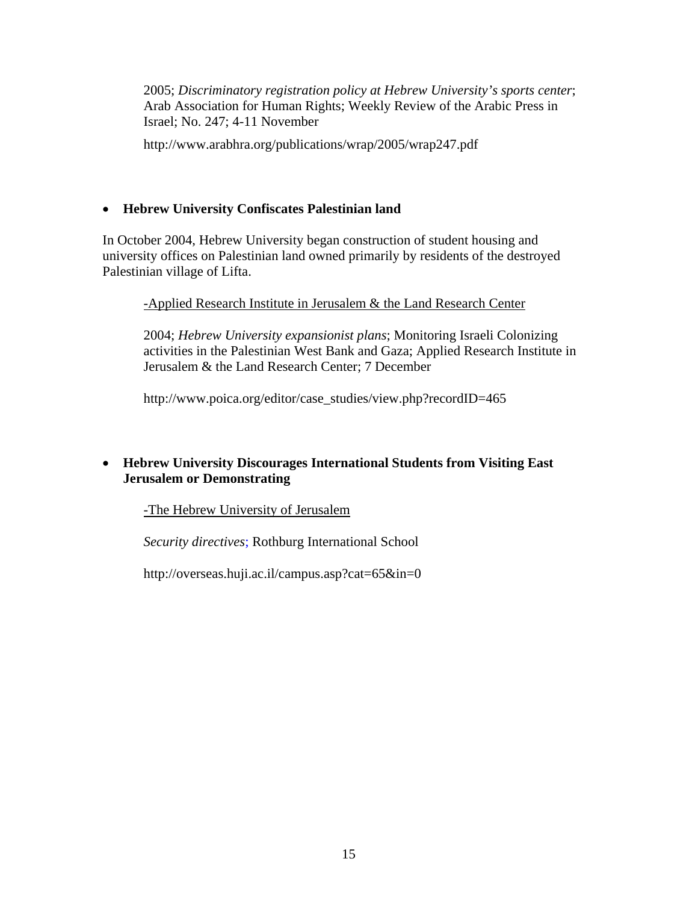2005; *Discriminatory registration policy at Hebrew University's sports center*; Arab Association for Human Rights; Weekly Review of the Arabic Press in Israel; No. 247; 4-11 November

http://www.arabhra.org/publications/wrap/2005/wrap247.pdf

- **Hebrew University Confiscates Palestinian land**

In October 2004, Hebrew University began construction of student housing and university offices on Palestinian land owned primarily by residents of the destroyed Palestinian village of Lifta.

-Applied Research Institute in Jerusalem & the Land Research Center

2004; *Hebrew University expansionist plans*; Monitoring Israeli Colonizing activities in the Palestinian West Bank and Gaza; Applied Research Institute in Jerusalem & the Land Research Center; 7 December

http://www.poica.org/editor/case_studies/view.php?recordID=465

- **Hebrew University Discourages International Students from Visiting East Jerusalem or Demonstrating**

-The Hebrew University of Jerusalem

*Security directives*; Rothburg International School

http://overseas.huji.ac.il/campus.asp?cat=65&in=0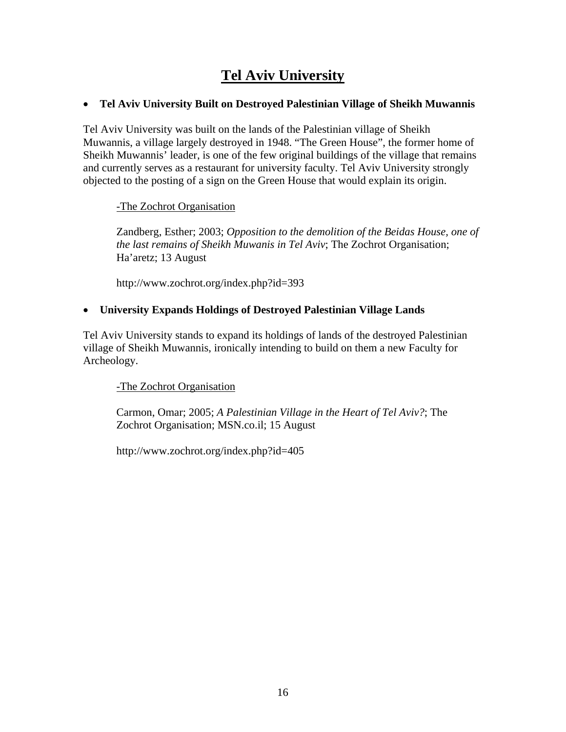# Tel Aviv University

- **Tel Aviv University Built on Destroyed Palestinian Village of Sheikh Muwannis**

Tel Aviv University was built on the lands of the Palestinian village of Sheikh Muwannis, a village largely destroyed in 1948. "The Green House", the former home of Sheikh Muwannis' leader, is one of the few original buildings of the village that remains and currently serves as a restaurant for university faculty. Tel Aviv University strongly objected to the posting of a sign on the Green House that would explain its origin.

> -The Zochrot Organisation
>
> Zandberg, Esther; 2003; *Opposition to the demolition of the Beidas House, one of the last remains of Sheikh Muwanis in Tel Aviv*; The Zochrot Organisation; Ha'aretz; 13 August
>
> http://www.zochrot.org/index.php?id=393

- **University Expands Holdings of Destroyed Palestinian Village Lands**

Tel Aviv University stands to expand its holdings of lands of the destroyed Palestinian village of Sheikh Muwannis, ironically intending to build on them a new Faculty for Archeology.

> -The Zochrot Organisation
>
> Carmon, Omar; 2005; *A Palestinian Village in the Heart of Tel Aviv?*; The Zochrot Organisation; MSN.co.il; 15 August
>
> http://www.zochrot.org/index.php?id=405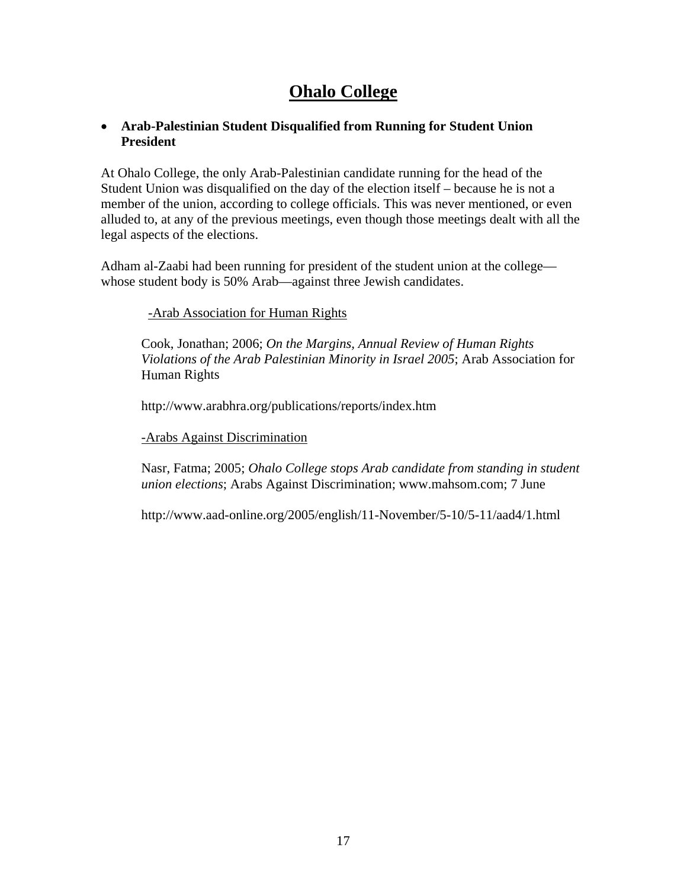## Ohalo College

- **Arab-Palestinian Student Disqualified from Running for Student Union President**

At Ohalo College, the only Arab-Palestinian candidate running for the head of the Student Union was disqualified on the day of the election itself – because he is not a member of the union, according to college officials. This was never mentioned, or even alluded to, at any of the previous meetings, even though those meetings dealt with all the legal aspects of the elections.

Adham al-Zaabi had been running for president of the student union at the college—whose student body is 50% Arab—against three Jewish candidates.

-Arab Association for Human Rights

Cook, Jonathan; 2006; *On the Margins, Annual Review of Human Rights Violations of the Arab Palestinian Minority in Israel 2005*; Arab Association for Human Rights

http://www.arabhra.org/publications/reports/index.htm

-Arabs Against Discrimination

Nasr, Fatma; 2005; *Ohalo College stops Arab candidate from standing in student union elections*; Arabs Against Discrimination; www.mahsom.com; 7 June

http://www.aad-online.org/2005/english/11-November/5-10/5-11/aad4/1.html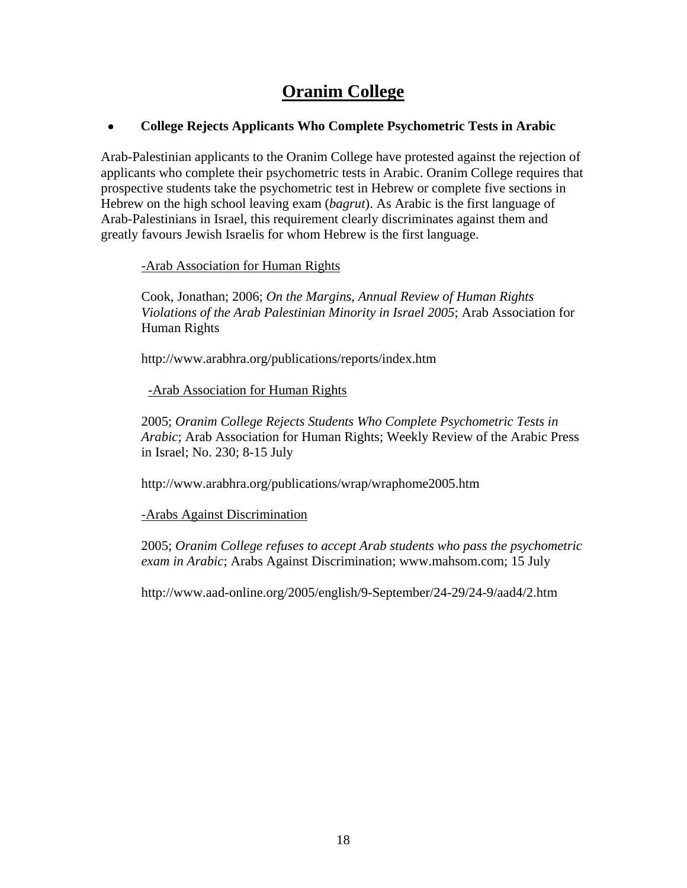# Oranim College

- **College Rejects Applicants Who Complete Psychometric Tests in Arabic**

Arab-Palestinian applicants to the Oranim College have protested against the rejection of applicants who complete their psychometric tests in Arabic. Oranim College requires that prospective students take the psychometric test in Hebrew or complete five sections in Hebrew on the high school leaving exam (*bagrut*). As Arabic is the first language of Arab-Palestinians in Israel, this requirement clearly discriminates against them and greatly favours Jewish Israelis for whom Hebrew is the first language.

> -Arab Association for Human Rights
>
> Cook, Jonathan; 2006; *On the Margins, Annual Review of Human Rights Violations of the Arab Palestinian Minority in Israel 2005*; Arab Association for Human Rights
>
> http://www.arabhra.org/publications/reports/index.htm
>
> -Arab Association for Human Rights
>
> 2005; *Oranim College Rejects Students Who Complete Psychometric Tests in Arabic*; Arab Association for Human Rights; Weekly Review of the Arabic Press in Israel; No. 230; 8-15 July
>
> http://www.arabhra.org/publications/wrap/wraphome2005.htm
>
> -Arabs Against Discrimination
>
> 2005; *Oranim College refuses to accept Arab students who pass the psychometric exam in Arabic*; Arabs Against Discrimination; www.mahsom.com; 15 July
>
> http://www.aad-online.org/2005/english/9-September/24-29/24-9/aad4/2.htm